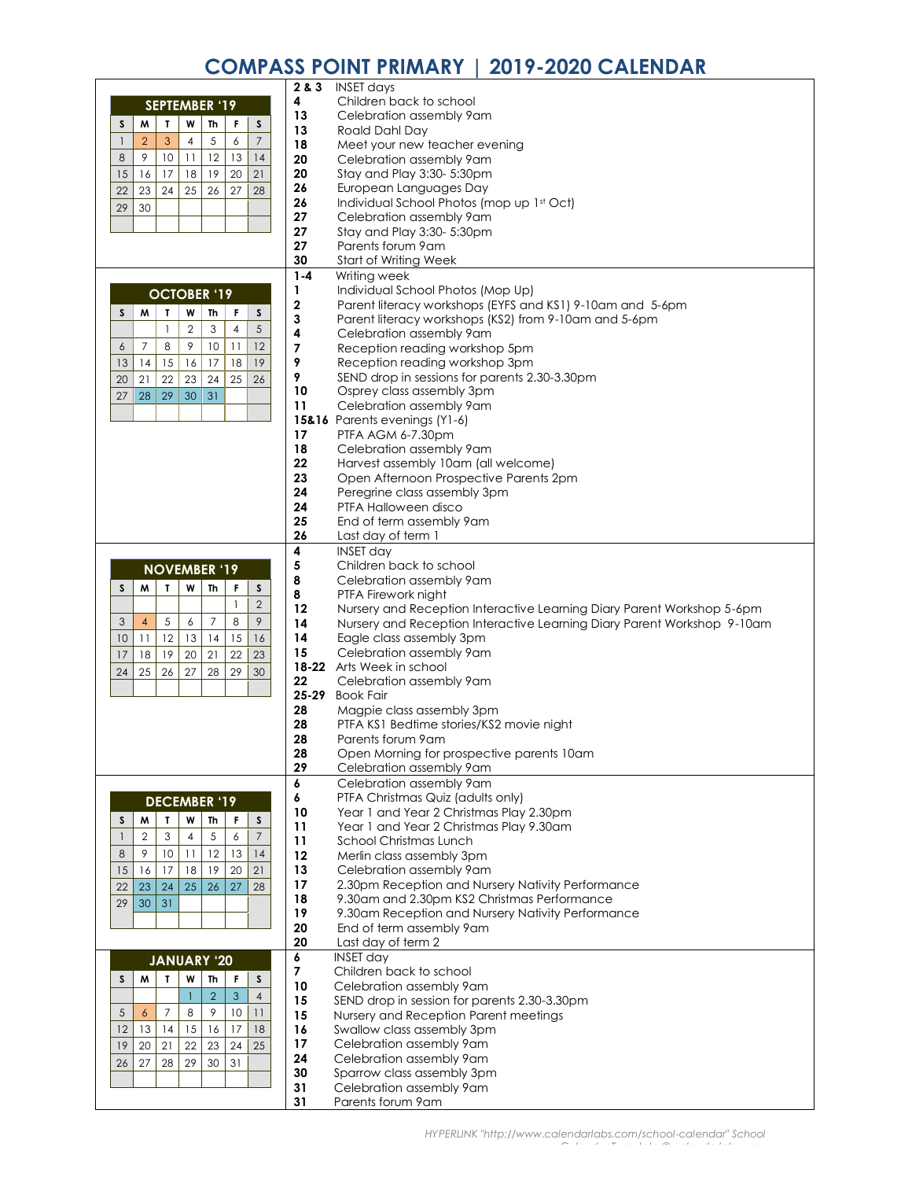# COMPASS POINT PRIMARY | 2019-2020 CALENDAR

## SEPTEMBER '19

| S | M | T | W | Th | F | S |
|---|---|---|---|---|---|---|
| 1 | 2 | 3 | 4 | 5 | 6 | 7 |
| 8 | 9 | 10 | 11 | 12 | 13 | 14 |
| 15 | 16 | 17 | 18 | 19 | 20 | 21 |
| 22 | 23 | 24 | 25 | 26 | 27 | 28 |
| 29 | 30 | | | | | |

| Date | Event |
|---|---|
| 2 & 3 | INSET days |
| 4 | Children back to school |
| 13 | Celebration assembly 9am |
| 13 | Roald Dahl Day |
| 18 | Meet your new teacher evening |
| 20 | Celebration assembly 9am |
| 20 | Stay and Play 3:30- 5:30pm |
| 26 | European Languages Day |
| 26 | Individual School Photos (mop up 1st Oct) |
| 27 | Celebration assembly 9am |
| 27 | Stay and Play 3:30- 5:30pm |
| 27 | Parents forum 9am |
| 30 | Start of Writing Week |

## OCTOBER '19

| S | M | T | W | Th | F | S |
|---|---|---|---|---|---|---|
| | | 1 | 2 | 3 | 4 | 5 |
| 6 | 7 | 8 | 9 | 10 | 11 | 12 |
| 13 | 14 | 15 | 16 | 17 | 18 | 19 |
| 20 | 21 | 22 | 23 | 24 | 25 | 26 |
| 27 | 28 | 29 | 30 | 31 | | |

| Date | Event |
|---|---|
| 1-4 | Writing week |
| 1 | Individual School Photos (Mop Up) |
| 2 | Parent literacy workshops (EYFS and KS1) 9-10am and 5-6pm |
| 3 | Parent literacy workshops (KS2) from 9-10am and 5-6pm |
| 4 | Celebration assembly 9am |
| 7 | Reception reading workshop 5pm |
| 9 | Reception reading workshop 3pm |
| 9 | SEND drop in sessions for parents 2.30-3.30pm |
| 10 | Osprey class assembly 3pm |
| 11 | Celebration assembly 9am |
| 15&16 | Parents evenings (Y1-6) |
| 17 | PTFA AGM 6-7.30pm |
| 18 | Celebration assembly 9am |
| 22 | Harvest assembly 10am (all welcome) |
| 23 | Open Afternoon Prospective Parents 2pm |
| 24 | Peregrine class assembly 3pm |
| 24 | PTFA Halloween disco |
| 25 | End of term assembly 9am |
| 26 | Last day of term 1 |

## NOVEMBER '19

| S | M | T | W | Th | F | S |
|---|---|---|---|---|---|---|
| | | | | | 1 | 2 |
| 3 | 4 | 5 | 6 | 7 | 8 | 9 |
| 10 | 11 | 12 | 13 | 14 | 15 | 16 |
| 17 | 18 | 19 | 20 | 21 | 22 | 23 |
| 24 | 25 | 26 | 27 | 28 | 29 | 30 |

| Date | Event |
|---|---|
| 4 | INSET day |
| 5 | Children back to school |
| 8 | Celebration assembly 9am |
| 8 | PTFA Firework night |
| 12 | Nursery and Reception Interactive Learning Diary Parent Workshop 5-6pm |
| 14 | Nursery and Reception Interactive Learning Diary Parent Workshop 9-10am |
| 14 | Eagle class assembly 3pm |
| 15 | Celebration assembly 9am |
| 18-22 | Arts Week in school |
| 22 | Celebration assembly 9am |
| 25-29 | Book Fair |
| 28 | Magpie class assembly 3pm |
| 28 | PTFA KS1 Bedtime stories/KS2 movie night |
| 28 | Parents forum 9am |
| 28 | Open Morning for prospective parents 10am |
| 29 | Celebration assembly 9am |

## DECEMBER '19

| S | M | T | W | Th | F | S |
|---|---|---|---|---|---|---|
| 1 | 2 | 3 | 4 | 5 | 6 | 7 |
| 8 | 9 | 10 | 11 | 12 | 13 | 14 |
| 15 | 16 | 17 | 18 | 19 | 20 | 21 |
| 22 | 23 | 24 | 25 | 26 | 27 | 28 |
| 29 | 30 | 31 | | | | |

| Date | Event |
|---|---|
| 6 | Celebration assembly 9am |
| 6 | PTFA Christmas Quiz (adults only) |
| 10 | Year 1 and Year 2 Christmas Play 2.30pm |
| 11 | Year 1 and Year 2 Christmas Play 9.30am |
| 11 | School Christmas Lunch |
| 12 | Merlin class assembly 3pm |
| 13 | Celebration assembly 9am |
| 17 | 2.30pm Reception and Nursery Nativity Performance |
| 18 | 9.30am and 2.30pm KS2 Christmas Performance |
| 19 | 9.30am Reception and Nursery Nativity Performance |
| 20 | End of term assembly 9am |
| 20 | Last day of term 2 |

## JANUARY '20

| S | M | T | W | Th | F | S |
|---|---|---|---|---|---|---|
| | | | 1 | 2 | 3 | 4 |
| 5 | 6 | 7 | 8 | 9 | 10 | 11 |
| 12 | 13 | 14 | 15 | 16 | 17 | 18 |
| 19 | 20 | 21 | 22 | 23 | 24 | 25 |
| 26 | 27 | 28 | 29 | 30 | 31 | |

| Date | Event |
|---|---|
| 6 | INSET day |
| 7 | Children back to school |
| 10 | Celebration assembly 9am |
| 15 | SEND drop in session for parents 2.30-3.30pm |
| 15 | Nursery and Reception Parent meetings |
| 16 | Swallow class assembly 3pm |
| 17 | Celebration assembly 9am |
| 24 | Celebration assembly 9am |
| 30 | Sparrow class assembly 3pm |
| 31 | Celebration assembly 9am |
| 31 | Parents forum 9am |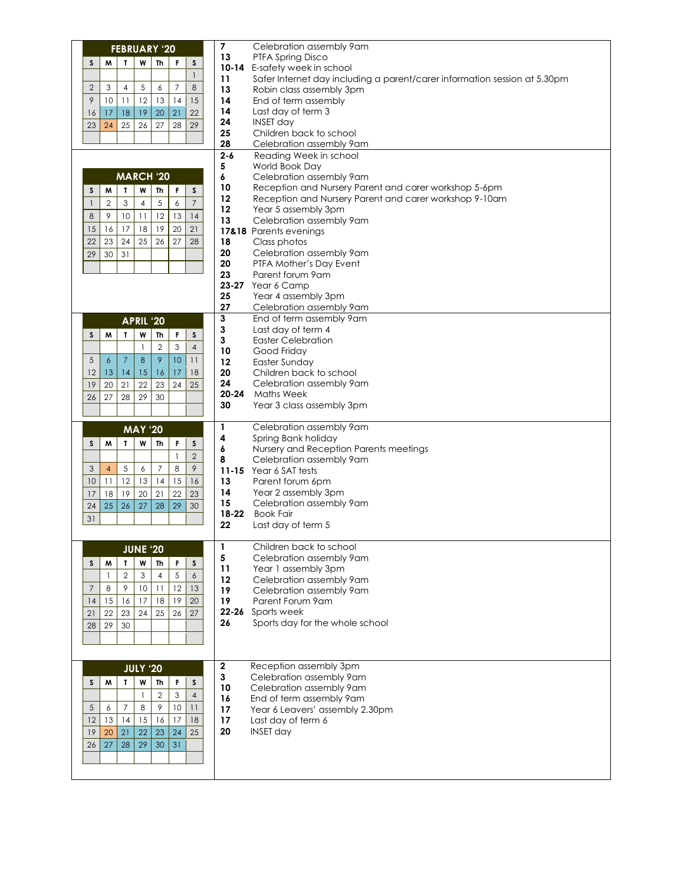## FEBRUARY '20

| S | M | T | W | Th | F | S |
|---|---|---|---|---|---|---|
| | | | | | | 1 |
| 2 | 3 | 4 | 5 | 6 | 7 | 8 |
| 9 | 10 | 11 | 12 | 13 | 14 | 15 |
| 16 | 17 | 18 | 19 | 20 | 21 | 22 |
| 23 | 24 | 25 | 26 | 27 | 28 | 29 |

| | |
|---|---|
| **7** | Celebration assembly 9am |
| **13** | PTFA Spring Disco |
| **10-14** | E-safety week in school |
| **11** | Safer Internet day including a parent/carer information session at 5.30pm |
| **13** | Robin class assembly 3pm |
| **14** | End of term assembly |
| **14** | Last day of term 3 |
| **24** | INSET day |
| **25** | Children back to school |
| **28** | Celebration assembly 9am |

## MARCH '20

| S | M | T | W | Th | F | S |
|---|---|---|---|---|---|---|
| 1 | 2 | 3 | 4 | 5 | 6 | 7 |
| 8 | 9 | 10 | 11 | 12 | 13 | 14 |
| 15 | 16 | 17 | 18 | 19 | 20 | 21 |
| 22 | 23 | 24 | 25 | 26 | 27 | 28 |
| 29 | 30 | 31 | | | | |

| | |
|---|---|
| **2-6** | Reading Week in school |
| **5** | World Book Day |
| **6** | Celebration assembly 9am |
| **10** | Reception and Nursery Parent and carer workshop 5-6pm |
| **12** | Reception and Nursery Parent and carer workshop 9-10am |
| **12** | Year 5 assembly 3pm |
| **13** | Celebration assembly 9am |
| **17&18** | Parents evenings |
| **18** | Class photos |
| **20** | Celebration assembly 9am |
| **20** | PTFA Mother's Day Event |
| **23** | Parent forum 9am |
| **23-27** | Year 6 Camp |
| **25** | Year 4 assembly 3pm |
| **27** | Celebration assembly 9am |

## APRIL '20

| S | M | T | W | Th | F | S |
|---|---|---|---|---|---|---|
| | | | 1 | 2 | 3 | 4 |
| 5 | 6 | 7 | 8 | 9 | 10 | 11 |
| 12 | 13 | 14 | 15 | 16 | 17 | 18 |
| 19 | 20 | 21 | 22 | 23 | 24 | 25 |
| 26 | 27 | 28 | 29 | 30 | | |

| | |
|---|---|
| **3** | End of term assembly 9am |
| **3** | Last day of term 4 |
| **3** | Easter Celebration |
| **10** | Good Friday |
| **12** | Easter Sunday |
| **20** | Children back to school |
| **24** | Celebration assembly 9am |
| **20-24** | Maths Week |
| **30** | Year 3 class assembly 3pm |

## MAY '20

| S | M | T | W | Th | F | S |
|---|---|---|---|---|---|---|
| | | | | | 1 | 2 |
| 3 | 4 | 5 | 6 | 7 | 8 | 9 |
| 10 | 11 | 12 | 13 | 14 | 15 | 16 |
| 17 | 18 | 19 | 20 | 21 | 22 | 23 |
| 24 | 25 | 26 | 27 | 28 | 29 | 30 |
| 31 | | | | | | |

| | |
|---|---|
| **1** | Celebration assembly 9am |
| **4** | Spring Bank holiday |
| **6** | Nursery and Reception Parents meetings |
| **8** | Celebration assembly 9am |
| **11-15** | Year 6 SAT tests |
| **13** | Parent forum 6pm |
| **14** | Year 2 assembly 3pm |
| **15** | Celebration assembly 9am |
| **18-22** | Book Fair |
| **22** | Last day of term 5 |

## JUNE '20

| S | M | T | W | Th | F | S |
|---|---|---|---|---|---|---|
| | 1 | 2 | 3 | 4 | 5 | 6 |
| 7 | 8 | 9 | 10 | 11 | 12 | 13 |
| 14 | 15 | 16 | 17 | 18 | 19 | 20 |
| 21 | 22 | 23 | 24 | 25 | 26 | 27 |
| 28 | 29 | 30 | | | | |

| | |
|---|---|
| **1** | Children back to school |
| **5** | Celebration assembly 9am |
| **11** | Year 1 assembly 3pm |
| **12** | Celebration assembly 9am |
| **19** | Celebration assembly 9am |
| **19** | Parent Forum 9am |
| **22-26** | Sports week |
| **26** | Sports day for the whole school |

## JULY '20

| S | M | T | W | Th | F | S |
|---|---|---|---|---|---|---|
| | | | 1 | 2 | 3 | 4 |
| 5 | 6 | 7 | 8 | 9 | 10 | 11 |
| 12 | 13 | 14 | 15 | 16 | 17 | 18 |
| 19 | 20 | 21 | 22 | 23 | 24 | 25 |
| 26 | 27 | 28 | 29 | 30 | 31 | |

| | |
|---|---|
| **2** | Reception assembly 3pm |
| **3** | Celebration assembly 9am |
| **10** | Celebration assembly 9am |
| **16** | End of term assembly 9am |
| **17** | Year 6 Leavers' assembly 2.30pm |
| **17** | Last day of term 6 |
| **20** | INSET day |